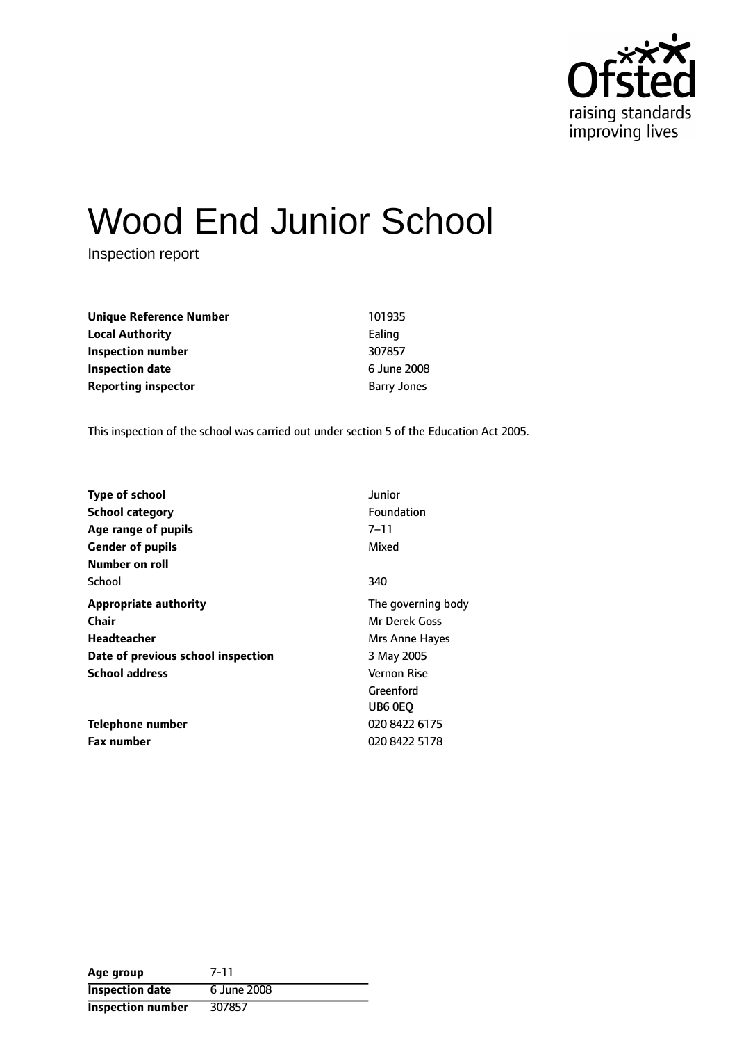# Wood End Junior School

Inspection report

| | |
|---|---|
| **Unique Reference Number** | 101935 |
| **Local Authority** | Ealing |
| **Inspection number** | 307857 |
| **Inspection date** | 6 June 2008 |
| **Reporting inspector** | Barry Jones |

This inspection of the school was carried out under section 5 of the Education Act 2005.

| | |
|---|---|
| **Type of school** | Junior |
| **School category** | Foundation |
| **Age range of pupils** | 7–11 |
| **Gender of pupils** | Mixed |
| **Number on roll** | |
| School | 340 |
| **Appropriate authority** | The governing body |
| **Chair** | Mr Derek Goss |
| **Headteacher** | Mrs Anne Hayes |
| **Date of previous school inspection** | 3 May 2005 |
| **School address** | Vernon Rise<br>Greenford<br>UB6 0EQ |
| **Telephone number** | 020 8422 6175 |
| **Fax number** | 020 8422 5178 |

| **Age group** | 7-11 |
|---|---|
| **Inspection date** | 6 June 2008 |
| **Inspection number** | 307857 |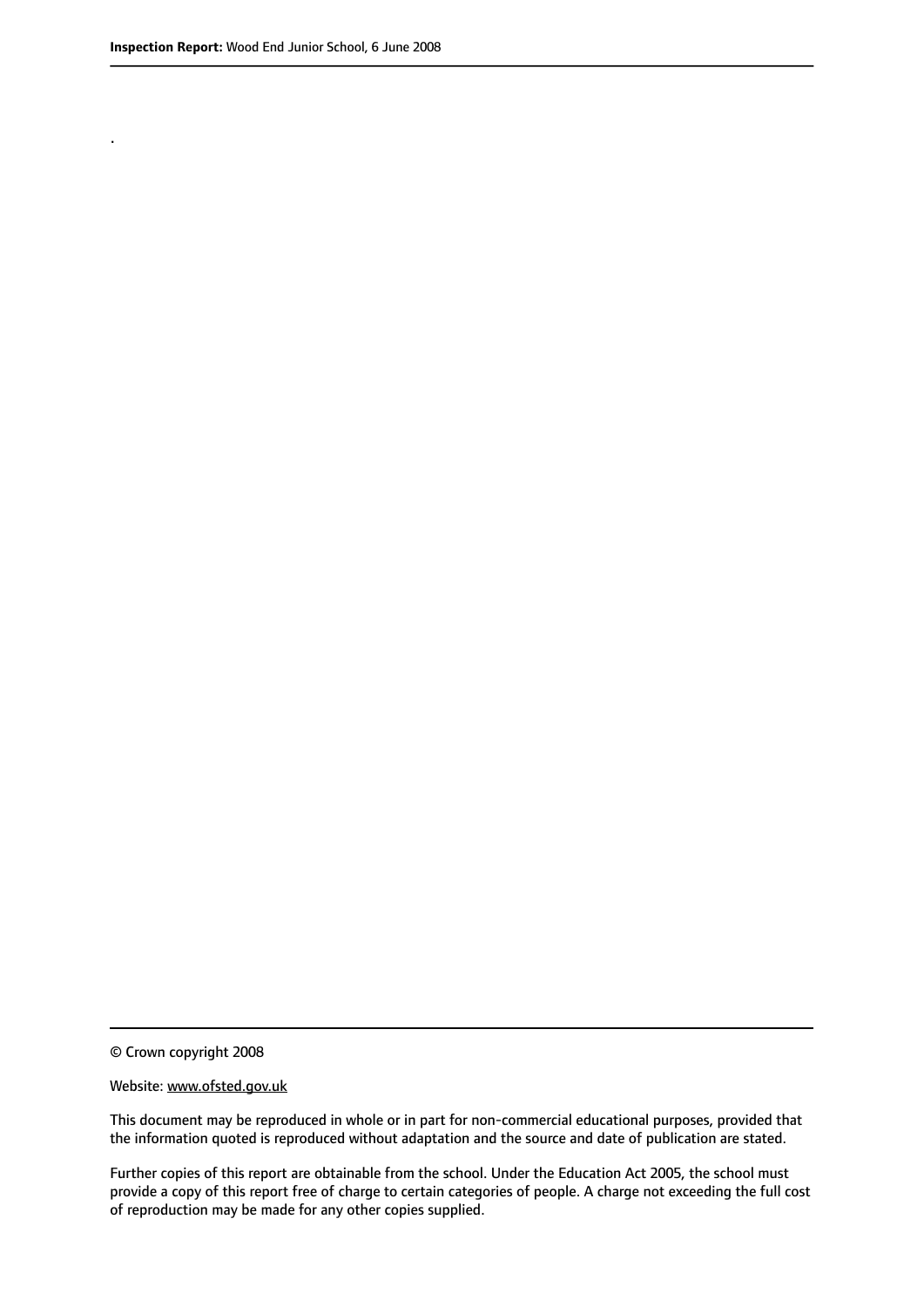.

© Crown copyright 2008

Website: www.ofsted.gov.uk

This document may be reproduced in whole or in part for non-commercial educational purposes, provided that the information quoted is reproduced without adaptation and the source and date of publication are stated.

Further copies of this report are obtainable from the school. Under the Education Act 2005, the school must provide a copy of this report free of charge to certain categories of people. A charge not exceeding the full cost of reproduction may be made for any other copies supplied.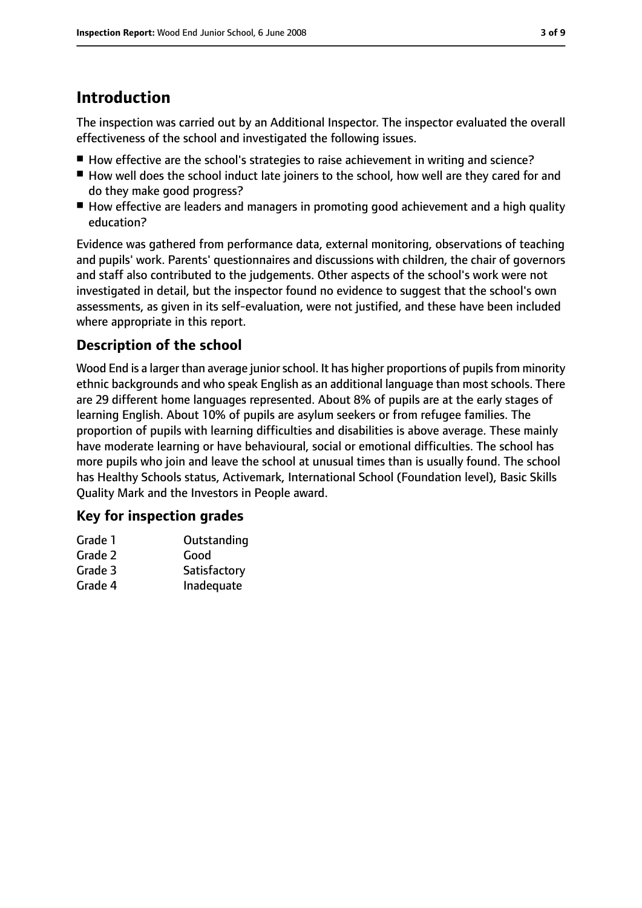# Introduction

The inspection was carried out by an Additional Inspector. The inspector evaluated the overall effectiveness of the school and investigated the following issues.

- How effective are the school's strategies to raise achievement in writing and science?
- How well does the school induct late joiners to the school, how well are they cared for and do they make good progress?
- How effective are leaders and managers in promoting good achievement and a high quality education?

Evidence was gathered from performance data, external monitoring, observations of teaching and pupils' work. Parents' questionnaires and discussions with children, the chair of governors and staff also contributed to the judgements. Other aspects of the school's work were not investigated in detail, but the inspector found no evidence to suggest that the school's own assessments, as given in its self-evaluation, were not justified, and these have been included where appropriate in this report.

## Description of the school

Wood End is a larger than average junior school. It has higher proportions of pupils from minority ethnic backgrounds and who speak English as an additional language than most schools. There are 29 different home languages represented. About 8% of pupils are at the early stages of learning English. About 10% of pupils are asylum seekers or from refugee families. The proportion of pupils with learning difficulties and disabilities is above average. These mainly have moderate learning or have behavioural, social or emotional difficulties. The school has more pupils who join and leave the school at unusual times than is usually found. The school has Healthy Schools status, Activemark, International School (Foundation level), Basic Skills Quality Mark and the Investors in People award.

## Key for inspection grades

| | |
|---|---|
| Grade 1 | Outstanding |
| Grade 2 | Good |
| Grade 3 | Satisfactory |
| Grade 4 | Inadequate |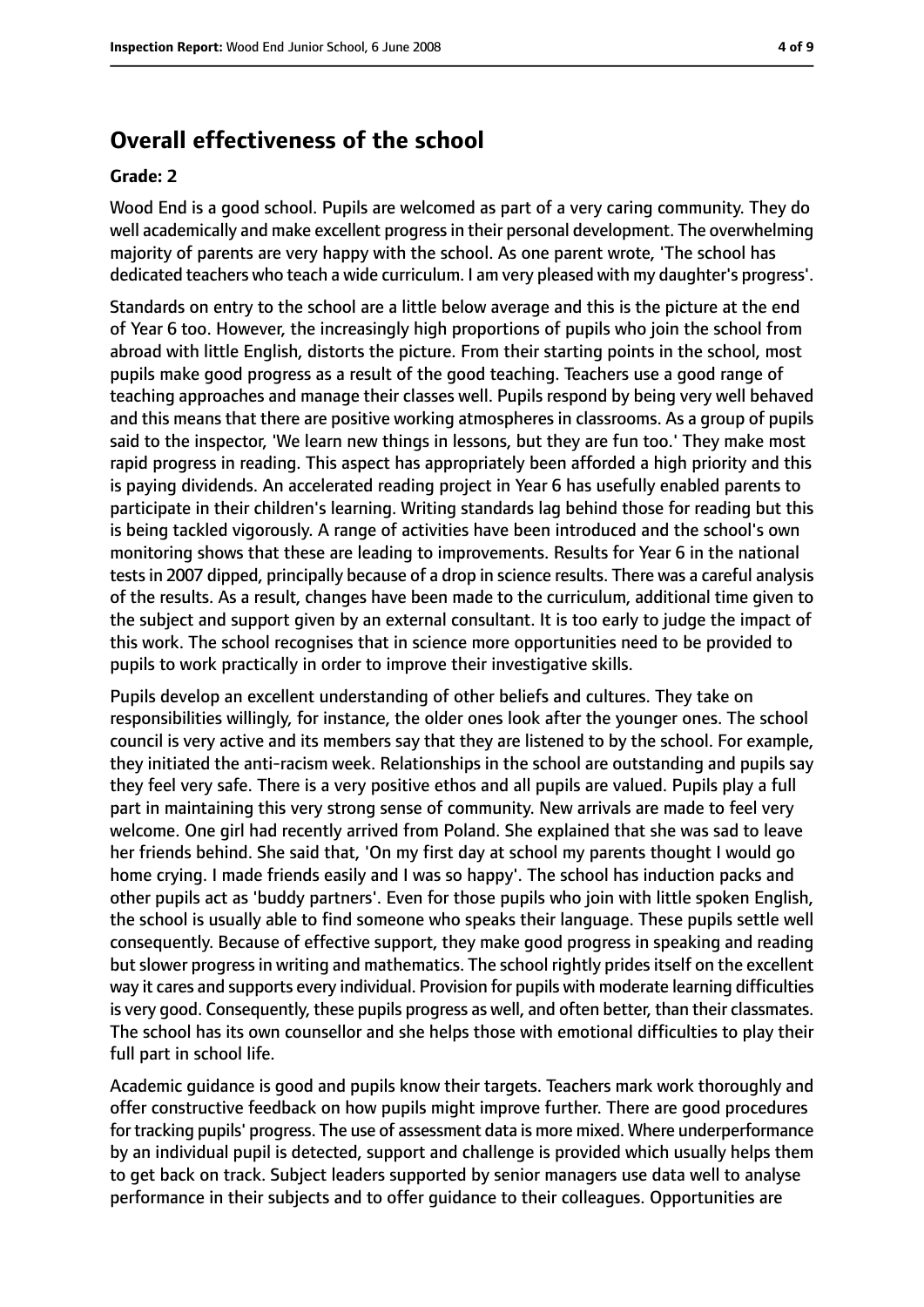## Overall effectiveness of the school

**Grade: 2**

Wood End is a good school. Pupils are welcomed as part of a very caring community. They do well academically and make excellent progress in their personal development. The overwhelming majority of parents are very happy with the school. As one parent wrote, 'The school has dedicated teachers who teach a wide curriculum. I am very pleased with my daughter's progress'.

Standards on entry to the school are a little below average and this is the picture at the end of Year 6 too. However, the increasingly high proportions of pupils who join the school from abroad with little English, distorts the picture. From their starting points in the school, most pupils make good progress as a result of the good teaching. Teachers use a good range of teaching approaches and manage their classes well. Pupils respond by being very well behaved and this means that there are positive working atmospheres in classrooms. As a group of pupils said to the inspector, 'We learn new things in lessons, but they are fun too.' They make most rapid progress in reading. This aspect has appropriately been afforded a high priority and this is paying dividends. An accelerated reading project in Year 6 has usefully enabled parents to participate in their children's learning. Writing standards lag behind those for reading but this is being tackled vigorously. A range of activities have been introduced and the school's own monitoring shows that these are leading to improvements. Results for Year 6 in the national tests in 2007 dipped, principally because of a drop in science results. There was a careful analysis of the results. As a result, changes have been made to the curriculum, additional time given to the subject and support given by an external consultant. It is too early to judge the impact of this work. The school recognises that in science more opportunities need to be provided to pupils to work practically in order to improve their investigative skills.

Pupils develop an excellent understanding of other beliefs and cultures. They take on responsibilities willingly, for instance, the older ones look after the younger ones. The school council is very active and its members say that they are listened to by the school. For example, they initiated the anti-racism week. Relationships in the school are outstanding and pupils say they feel very safe. There is a very positive ethos and all pupils are valued. Pupils play a full part in maintaining this very strong sense of community. New arrivals are made to feel very welcome. One girl had recently arrived from Poland. She explained that she was sad to leave her friends behind. She said that, 'On my first day at school my parents thought I would go home crying. I made friends easily and I was so happy'. The school has induction packs and other pupils act as 'buddy partners'. Even for those pupils who join with little spoken English, the school is usually able to find someone who speaks their language. These pupils settle well consequently. Because of effective support, they make good progress in speaking and reading but slower progress in writing and mathematics. The school rightly prides itself on the excellent way it cares and supports every individual. Provision for pupils with moderate learning difficulties is very good. Consequently, these pupils progress as well, and often better, than their classmates. The school has its own counsellor and she helps those with emotional difficulties to play their full part in school life.

Academic guidance is good and pupils know their targets. Teachers mark work thoroughly and offer constructive feedback on how pupils might improve further. There are good procedures for tracking pupils' progress. The use of assessment data is more mixed. Where underperformance by an individual pupil is detected, support and challenge is provided which usually helps them to get back on track. Subject leaders supported by senior managers use data well to analyse performance in their subjects and to offer guidance to their colleagues. Opportunities are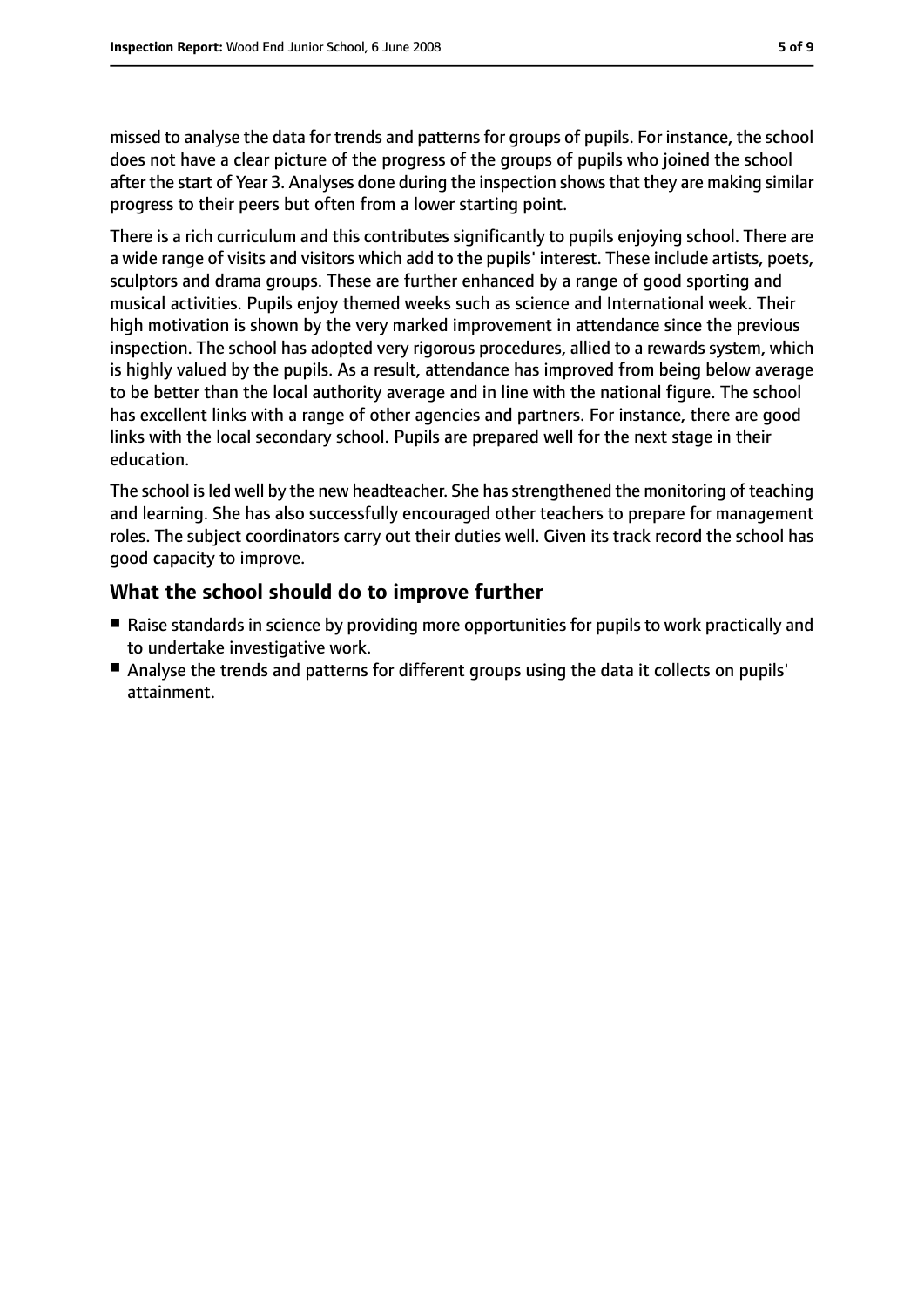missed to analyse the data for trends and patterns for groups of pupils. For instance, the school does not have a clear picture of the progress of the groups of pupils who joined the school after the start of Year 3. Analyses done during the inspection shows that they are making similar progress to their peers but often from a lower starting point.

There is a rich curriculum and this contributes significantly to pupils enjoying school. There are a wide range of visits and visitors which add to the pupils' interest. These include artists, poets, sculptors and drama groups. These are further enhanced by a range of good sporting and musical activities. Pupils enjoy themed weeks such as science and International week. Their high motivation is shown by the very marked improvement in attendance since the previous inspection. The school has adopted very rigorous procedures, allied to a rewards system, which is highly valued by the pupils. As a result, attendance has improved from being below average to be better than the local authority average and in line with the national figure. The school has excellent links with a range of other agencies and partners. For instance, there are good links with the local secondary school. Pupils are prepared well for the next stage in their education.

The school is led well by the new headteacher. She has strengthened the monitoring of teaching and learning. She has also successfully encouraged other teachers to prepare for management roles. The subject coordinators carry out their duties well. Given its track record the school has good capacity to improve.

## What the school should do to improve further

- Raise standards in science by providing more opportunities for pupils to work practically and to undertake investigative work.
- Analyse the trends and patterns for different groups using the data it collects on pupils' attainment.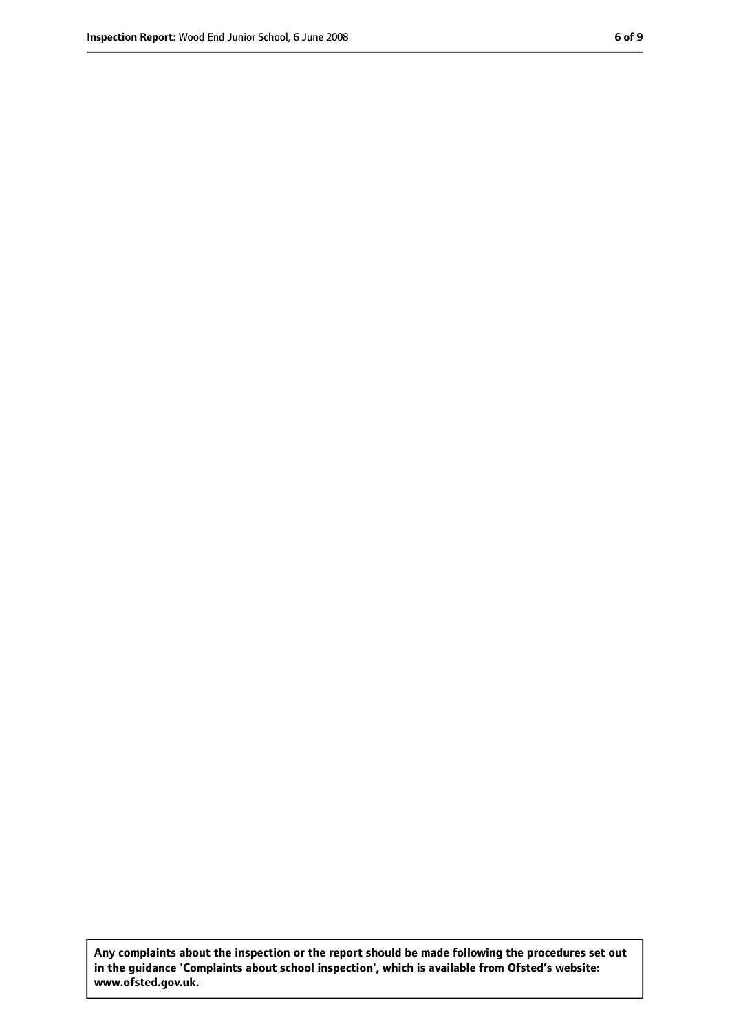**Any complaints about the inspection or the report should be made following the procedures set out in the guidance 'Complaints about school inspection', which is available from Ofsted's website: www.ofsted.gov.uk.**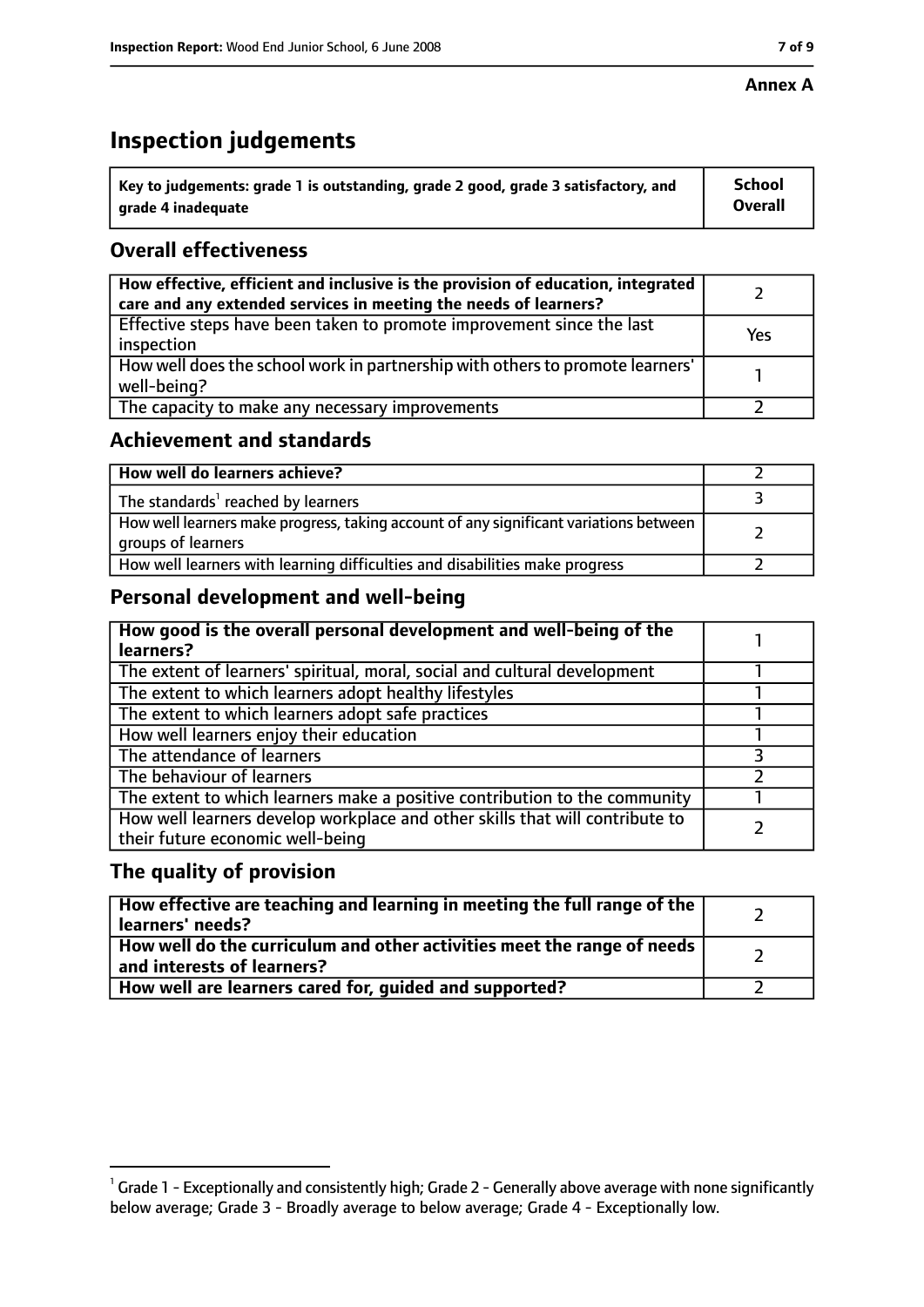**Annex A**

# Inspection judgements

| Key to judgements: grade 1 is outstanding, grade 2 good, grade 3 satisfactory, and grade 4 inadequate | School Overall |
|---|---|

## Overall effectiveness

| | |
|---|---|
| **How effective, efficient and inclusive is the provision of education, integrated care and any extended services in meeting the needs of learners?** | 2 |
| Effective steps have been taken to promote improvement since the last inspection | Yes |
| How well does the school work in partnership with others to promote learners' well-being? | 1 |
| The capacity to make any necessary improvements | 2 |

## Achievement and standards

| | |
|---|---|
| **How well do learners achieve?** | 2 |
| The standards[1] reached by learners | 3 |
| How well learners make progress, taking account of any significant variations between groups of learners | 2 |
| How well learners with learning difficulties and disabilities make progress | 2 |

## Personal development and well-being

| | |
|---|---|
| **How good is the overall personal development and well-being of the learners?** | 1 |
| The extent of learners' spiritual, moral, social and cultural development | 1 |
| The extent to which learners adopt healthy lifestyles | 1 |
| The extent to which learners adopt safe practices | 1 |
| How well learners enjoy their education | 1 |
| The attendance of learners | 3 |
| The behaviour of learners | 2 |
| The extent to which learners make a positive contribution to the community | 1 |
| How well learners develop workplace and other skills that will contribute to their future economic well-being | 2 |

## The quality of provision

| | |
|---|---|
| **How effective are teaching and learning in meeting the full range of the learners' needs?** | 2 |
| **How well do the curriculum and other activities meet the range of needs and interests of learners?** | 2 |
| **How well are learners cared for, guided and supported?** | 2 |

[1] Grade 1 - Exceptionally and consistently high; Grade 2 - Generally above average with none significantly below average; Grade 3 - Broadly average to below average; Grade 4 - Exceptionally low.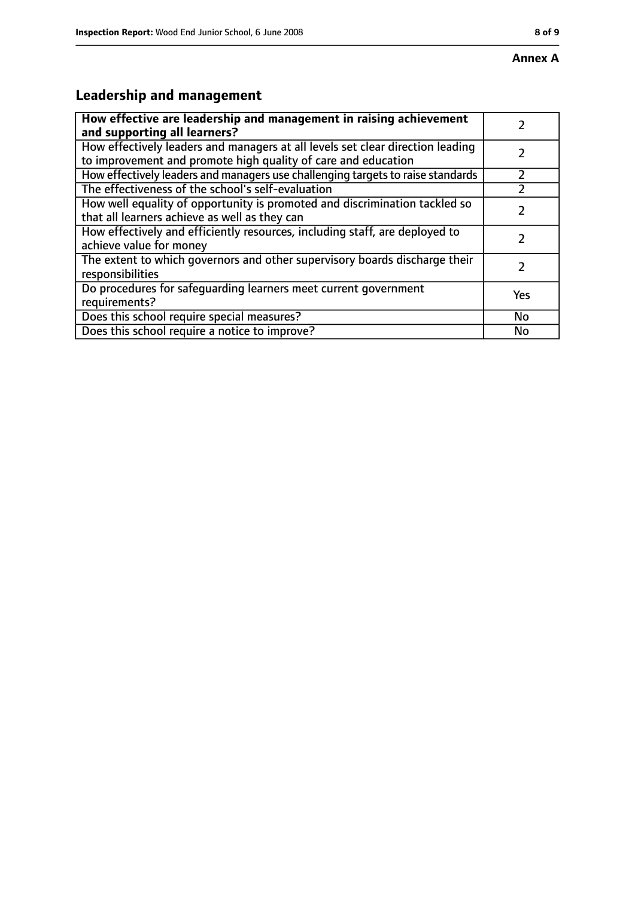**Annex A**

## Leadership and management

| How effective are leadership and management in raising achievement and supporting all learners? | 2 |
|---|---|
| How effectively leaders and managers at all levels set clear direction leading to improvement and promote high quality of care and education | 2 |
| How effectively leaders and managers use challenging targets to raise standards | 2 |
| The effectiveness of the school's self-evaluation | 2 |
| How well equality of opportunity is promoted and discrimination tackled so that all learners achieve as well as they can | 2 |
| How effectively and efficiently resources, including staff, are deployed to achieve value for money | 2 |
| The extent to which governors and other supervisory boards discharge their responsibilities | 2 |
| Do procedures for safeguarding learners meet current government requirements? | Yes |
| Does this school require special measures? | No |
| Does this school require a notice to improve? | No |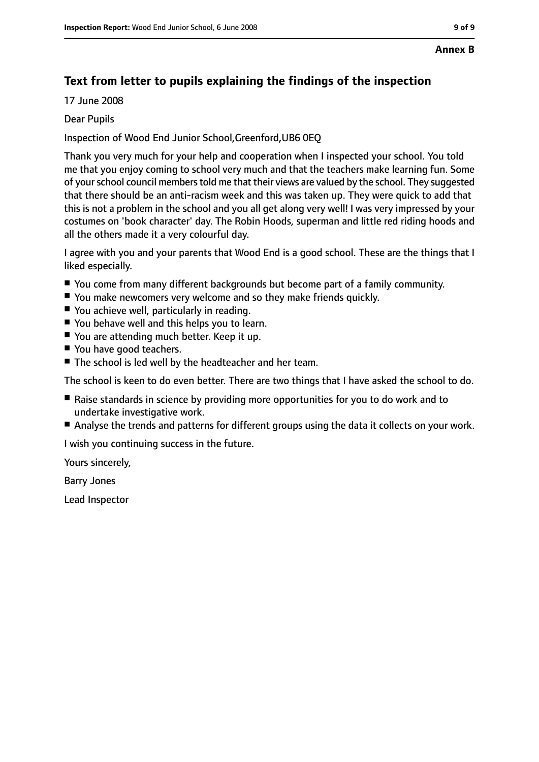**Annex B**

## Text from letter to pupils explaining the findings of the inspection

17 June 2008

Dear Pupils

Inspection of Wood End Junior School,Greenford,UB6 0EQ

Thank you very much for your help and cooperation when I inspected your school. You told me that you enjoy coming to school very much and that the teachers make learning fun. Some of your school council members told me that their views are valued by the school. They suggested that there should be an anti-racism week and this was taken up. They were quick to add that this is not a problem in the school and you all get along very well! I was very impressed by your costumes on 'book character' day. The Robin Hoods, superman and little red riding hoods and all the others made it a very colourful day.

I agree with you and your parents that Wood End is a good school. These are the things that I liked especially.

- You come from many different backgrounds but become part of a family community.
- You make newcomers very welcome and so they make friends quickly.
- You achieve well, particularly in reading.
- You behave well and this helps you to learn.
- You are attending much better. Keep it up.
- You have good teachers.
- The school is led well by the headteacher and her team.

The school is keen to do even better. There are two things that I have asked the school to do.

- Raise standards in science by providing more opportunities for you to do work and to undertake investigative work.
- Analyse the trends and patterns for different groups using the data it collects on your work.

I wish you continuing success in the future.

Yours sincerely,

Barry Jones

Lead Inspector